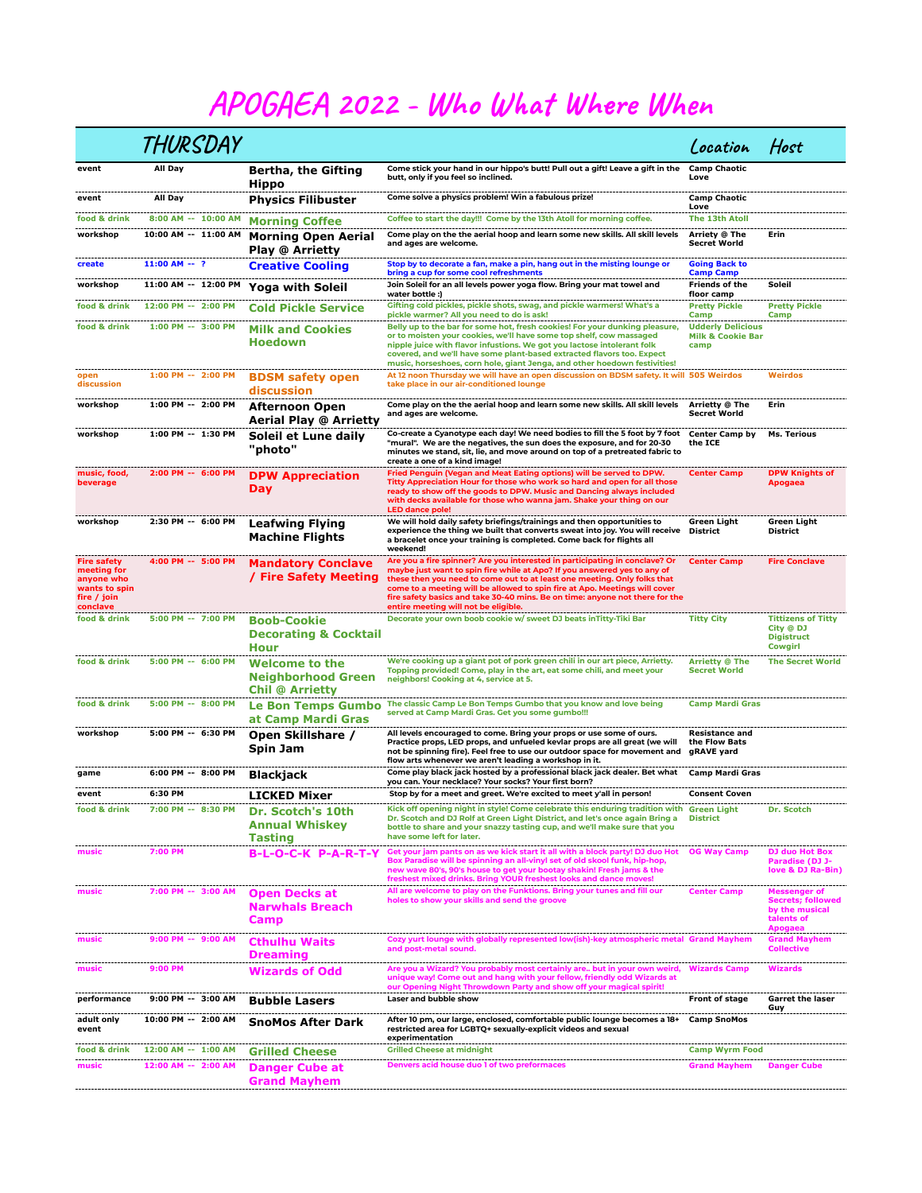# APOGAEA 2022 - Who What Where When

| | THURSDAY | | | Location | Host |
|---|---|---|---|---|---|
| event | All Day | Bertha, the Gifting Hippo | Come stick your hand in our hippo's butt! Pull out a gift! Leave a gift in the butt, only if you feel so inclined. | Camp Chaotic Love | |
| event | All Day | Physics Filibuster | Come solve a physics problem! Win a fabulous prize! | Camp Chaotic Love | |
| food & drink | 8:00 AM -- 10:00 AM | Morning Coffee | Coffee to start the day!!! Come by the 13th Atoll for morning coffee. | The 13th Atoll | |
| workshop | 10:00 AM -- 11:00 AM | Morning Open Aerial Play @ Arrietty | Come play on the the aerial hoop and learn some new skills. All skill levels and ages are welcome. | Arriety @ The Secret World | Erin |
| create | 11:00 AM -- ? | Creative Cooling | Stop by to decorate a fan, make a pin, hang out in the misting lounge or bring a cup for some cool refreshments | Going Back to Camp Camp | |
| workshop | 11:00 AM -- 12:00 PM | Yoga with Soleil | Join Soleil for an all levels power yoga flow. Bring your mat towel and water bottle :) | Friends of the floor camp | Soleil |
| food & drink | 12:00 PM -- 2:00 PM | Cold Pickle Service | Gifting cold pickles, pickle shots, and pickle warmers! What's a pickle warmer? All you need to do is ask! | Pretty Pickle Camp | Pretty Pickle Camp |
| food & drink | 1:00 PM -- 3:00 PM | Milk and Cookies Hoedown | Belly up to the bar for some hot, fresh cookies! For your dunking pleasure, or to moisten your cookies, we'll have some top shelf, cow massaged nipple juice with flavor infusions. We got you lactose intolerant folk covered, and we'll have some plant-based extracted flavors too. Expect music, horseshoes, corn hole, giant Jenga, and other hoedown festivities! | Udderly Delicious Milk & Cookie Bar camp | |
| open discussion | 1:00 PM -- 2:00 PM | BDSM safety open discussion | At 12 noon Thursday we will have an open discussion on BDSM safety. It will take place in our air-conditioned lounge | 505 Weirdos | Weirdos |
| workshop | 1:00 PM -- 2:00 PM | Afternoon Open Aerial Play @ Arrietty | Come play on the the aerial hoop and learn some new skills. All skill levels and ages are welcome. | Arrietty @ The Secret World | Erin |
| workshop | 1:00 PM -- 1:30 PM | Soleil et Lune daily "photo" | Co-create a Cyanotype each day! We need bodies to fill the 5 foot by 7 foot "mural". We are the negatives, the sun does the exposure, and for 20-30 minutes we stand, sit, lie, and move around on top of a pretreated fabric to create a one of a kind image! | Center Camp by the ICE | Ms. Terious |
| music, food, beverage | 2:00 PM -- 6:00 PM | DPW Appreciation Day | Fried Penguin (Vegan and Meat Eating options) will be served to DPW. Titty Appreciation Hour for those who work so hard and open for all those ready to show off the goods to DPW. Music and Dancing always included with decks available for those who wanna jam. Shake your thing on our LED dance pole! | Center Camp | DPW Knights of Apogaea |
| workshop | 2:30 PM -- 6:00 PM | Leafwing Flying Machine Flights | We will hold daily safety briefings/trainings and then opportunities to experience the thing we built that converts sweat into joy. You will receive a bracelet once your training is completed. Come back for flights all weekend! | Green Light District | Green Light District |
| Fire safety meeting for anyone who wants to spin fire / join conclave | 4:00 PM -- 5:00 PM | Mandatory Conclave / Fire Safety Meeting | Are you a fire spinner? Are you interested in participating in conclave? Or maybe just want to spin fire while at Apo? If you answered yes to any of these then you need to come out to at least one meeting. Only folks that come to a meeting will be allowed to spin fire at Apo. Meetings will cover fire safety basics and take 30-40 mins. Be on time: anyone not there for the entire meeting will not be eligible. | Center Camp | Fire Conclave |
| food & drink | 5:00 PM -- 7:00 PM | Boob-Cookie Decorating & Cocktail Hour | Decorate your own boob cookie w/ sweet DJ beats inTitty-Tiki Bar | Titty City | Tittizens of Titty City @ DJ Digistruct Cowgirl |
| food & drink | 5:00 PM -- 6:00 PM | Welcome to the Neighborhood Green Chil @ Arrietty | We're cooking up a giant pot of pork green chili in our art piece, Arrietty. Topping provided! Come, play in the art, eat some chili, and meet your neighbors! Cooking at 4, service at 5. | Arrietty @ The Secret World | The Secret World |
| food & drink | 5:00 PM -- 8:00 PM | Le Bon Temps Gumbo at Camp Mardi Gras | The classic Camp Le Bon Temps Gumbo that you know and love being served at Camp Mardi Gras. Get you some gumbo!!! | Camp Mardi Gras | |
| workshop | 5:00 PM -- 6:30 PM | Open Skillshare / Spin Jam | All levels encouraged to come. Bring your props or use some of ours. Practice props, LED props, and unfueled kevlar props are all great (we will not be spinning fire). Feel free to use our outdoor space for movement and flow arts whenever we aren't leading a workshop in it. | Resistance and the Flow Bats gRAVE yard | |
| game | 6:00 PM -- 8:00 PM | Blackjack | Come play black jack hosted by a professional black jack dealer. Bet what you can. Your necklace? Your socks? Your first born? | Camp Mardi Gras | |
| event | 6:30 PM | LICKED Mixer | Stop by for a meet and greet. We're excited to meet y'all in person! | Consent Coven | |
| food & drink | 7:00 PM -- 8:30 PM | Dr. Scotch's 10th Annual Whiskey Tasting | Kick off opening night in style! Come celebrate this enduring tradition with Dr. Scotch and DJ Rolf at Green Light District, and let's once again Bring a bottle to share and your snazzy tasting cup, and we'll make sure that you have some left for later. | Green Light District | Dr. Scotch |
| music | 7:00 PM | B-L-O-C-K P-A-R-T-Y | Get your jam pants on as we kick start it all with a block party! DJ duo Hot Box Paradise will be spinning an all-vinyl set of old skool funk, hip-hop, new wave 80's, 90's house to get your bootay shakin! Fresh jams & the freshest mixed drinks. Bring YOUR freshest looks and dance moves! | OG Way Camp | DJ duo Hot Box Paradise (DJ J-love & DJ Ra-Bin) |
| music | 7:00 PM -- 3:00 AM | Open Decks at Narwhals Breach Camp | All are welcome to play on the Funktions. Bring your tunes and fill our holes to show your skills and send the groove | Center Camp | Messenger of Secrets; followed by the musical talents of Apogaea |
| music | 9:00 PM -- 9:00 AM | Cthulhu Waits Dreaming | Cozy yurt lounge with globally represented low(ish)-key atmospheric metal and post-metal sound. | Grand Mayhem | Grand Mayhem Collective |
| music | 9:00 PM | Wizards of Odd | Are you a Wizard? You probably most certainly are.. but in your own weird, unique way! Come out and hang with your fellow, friendly odd Wizards at our Opening Night Throwdown Party and show off your magical spirit! | Wizards Camp | Wizards |
| performance | 9:00 PM -- 3:00 AM | Bubble Lasers | Laser and bubble show | Front of stage | Garret the laser Guy |
| adult only event | 10:00 PM -- 2:00 AM | SnoMos After Dark | After 10 pm, our large, enclosed, comfortable public lounge becomes a 18+ restricted area for LGBTQ+ sexually-explicit videos and sexual experimentation | Camp SnoMos | |
| food & drink | 12:00 AM -- 1:00 AM | Grilled Cheese | Grilled Cheese at midnight | Camp Wyrm Food | |
| music | 12:00 AM -- 2:00 AM | Danger Cube at Grand Mayhem | Denvers acid house duo 1 of two preformaces | Grand Mayhem | Danger Cube |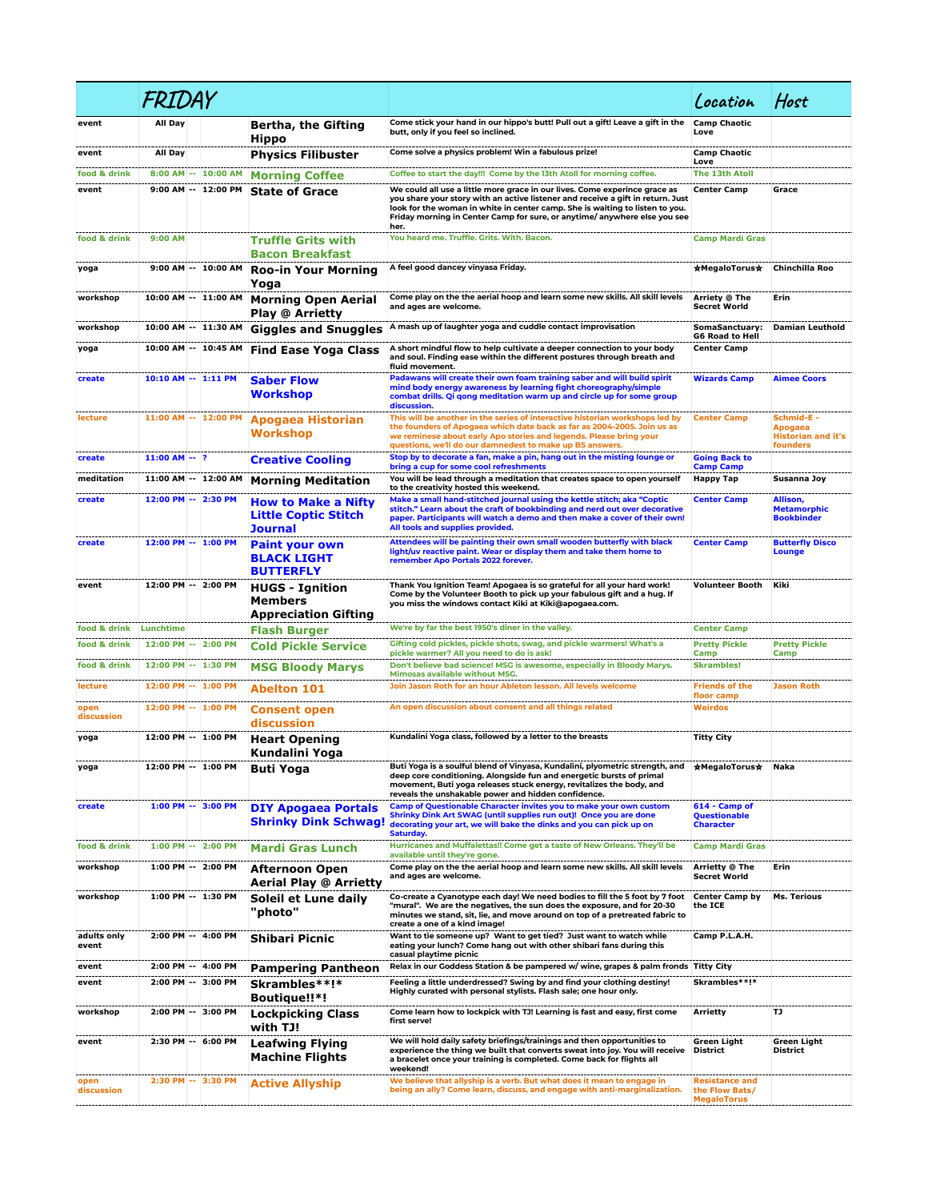| | FRIDAY | | | | | Location | Host |
|---|---|---|---|---|---|---|---|
| event | All Day | | | Bertha, the Gifting Hippo | Come stick your hand in our hippo's butt! Pull out a gift! Leave a gift in the butt, only if you feel so inclined. | Camp Chaotic Love | |
| event | All Day | | | Physics Filibuster | Come solve a physics problem! Win a fabulous prize! | Camp Chaotic Love | |
| food & drink | 8:00 AM | -- | 10:00 AM | Morning Coffee | Coffee to start the day!!! Come by the 13th Atoll for morning coffee. | The 13th Atoll | |
| event | 9:00 AM | -- | 12:00 PM | State of Grace | We could all use a little more grace in our lives. Come experience grace as you share your story with an active listener and receive a gift in return. Just look for the woman in white in center camp. She is waiting to listen to you. Friday morning in Center Camp for sure, or anytime/ anywhere else you see her. | Center Camp | Grace |
| food & drink | 9:00 AM | | | Truffle Grits with Bacon Breakfast | You heard me. Truffle. Grits. With. Bacon. | Camp Mardi Gras | |
| yoga | 9:00 AM | -- | 10:00 AM | Roo-in Your Morning Yoga | A feel good dancey vinyasa Friday. | ⭒MegaloTorus⭒ | Chinchilla Roo |
| workshop | 10:00 AM | -- | 11:00 AM | Morning Open Aerial Play @ Arrietty | Come play on the the aerial hoop and learn some new skills. All skill levels and ages are welcome. | Arrietty @ The Secret World | Erin |
| workshop | 10:00 AM | -- | 11:30 AM | Giggles and Snuggles | A mash up of laughter yoga and cuddle contact improvisation | SomaSanctuary: G6 Road to Hell | Damian Leuthold |
| yoga | 10:00 AM | -- | 10:45 AM | Find Ease Yoga Class | A short mindful flow to help cultivate a deeper connection to your body and soul. Finding ease within the different postures through breath and fluid movement. | Center Camp | |
| create | 10:10 AM | -- | 1:11 PM | Saber Flow Workshop | Padawans will create their own foam training saber and will build spirit mind body energy awareness by learning fight choreography/simple combat drills. Qi qong meditation warm up and circle up for some group discussion. | Wizards Camp | Aimee Coors |
| lecture | 11:00 AM | -- | 12:00 PM | Apogaea Historian Workshop | This will be another in the series of interactive historian workshops led by the founders of Apogaea which date back as far as 2004-2005. Join us as we reminese about early Apo stories and legends. Please bring your questions, we'll do our damnedest to make up BS answers. | Center Camp | Schmid-E - Apogaea Historian and it's founders |
| create | 11:00 AM | -- | ? | Creative Cooling | Stop by to decorate a fan, make a pin, hang out in the misting lounge or bring a cup for some cool refreshments | Going Back to Camp Camp | |
| meditation | 11:00 AM | -- | 12:00 AM | Morning Meditation | You will be lead through a meditation that creates space to open yourself to the creativity hosted this weekend. | Happy Tap | Susanna Joy |
| create | 12:00 PM | -- | 2:30 PM | How to Make a Nifty Little Coptic Stitch Journal | Make a small hand-stitched journal using the kettle stitch; aka "Coptic stitch." Learn about the craft of bookbinding and nerd out over decorative paper. Participants will watch a demo and then make a cover of their own! All tools and supplies provided. | Center Camp | Allison, Metamorphic Bookbinder |
| create | 12:00 PM | -- | 1:00 PM | Paint your own BLACK LIGHT BUTTERFLY | Attendees will be painting their own small wooden butterfly with black light/uv reactive paint. Wear or display them and take them home to remember Apo Portals 2022 forever. | Center Camp | Butterfly Disco Lounge |
| event | 12:00 PM | -- | 2:00 PM | HUGS - Ignition Members Appreciation Gifting | Thank You Ignition Team! Apogaea is so grateful for all your hard work! Come by the Volunteer Booth to pick up your fabulous gift and a hug. If you miss the windows contact Kiki at Kiki@apogaea.com. | Volunteer Booth | Kiki |
| food & drink | Lunchtime | | | Flash Burger | We're by far the best 1950's diner in the valley. | Center Camp | |
| food & drink | 12:00 PM | -- | 2:00 PM | Cold Pickle Service | Gifting cold pickles, pickle shots, swag, and pickle warmers! What's a pickle warmer? All you need to do is ask! | Pretty Pickle Camp | Pretty Pickle Camp |
| food & drink | 12:00 PM | -- | 1:30 PM | MSG Bloody Marys | Don't believe bad science! MSG is awesome, especially in Bloody Marys. Mimosas available without MSG. | Skrambles! | |
| lecture | 12:00 PM | -- | 1:00 PM | Abelton 101 | Join Jason Roth for an hour Ableton lesson. All levels welcome | Friends of the floor camp | Jason Roth |
| open discussion | 12:00 PM | -- | 1:00 PM | Consent open discussion | An open discussion about consent and all things related | Weirdos | |
| yoga | 12:00 PM | -- | 1:00 PM | Heart Opening Kundalini Yoga | Kundalini Yoga class, followed by a letter to the breasts | Titty City | |
| yoga | 12:00 PM | -- | 1:00 PM | Buti Yoga | Buti Yoga is a soulful blend of Vinyasa, Kundalini, plyometric strength, and deep core conditioning. Alongside fun and energetic bursts of primal movement, Buti yoga releases stuck energy, revitalizes the body, and reveals the unshakable power and hidden confidence. | ⭒MegaloTorus⭒ | Naka |
| create | 1:00 PM | -- | 3:00 PM | DIY Apogaea Portals Shrinky Dink Schwag! | Camp of Questionable Character invites you to make your own custom Shrinky Dink Art SWAG (until supplies run out)! Once you are done decorating your art, we will bake the dinks and you can pick up on Saturday. | 614 - Camp of Questionable Character | |
| food & drink | 1:00 PM | -- | 2:00 PM | Mardi Gras Lunch | Hurricanes and Muffalettas!! Come get a taste of New Orleans. They'll be available until they're gone. | Camp Mardi Gras | |
| workshop | 1:00 PM | -- | 2:00 PM | Afternoon Open Aerial Play @ Arrietty | Come play on the the aerial hoop and learn some new skills. All skill levels and ages are welcome. | Arrietty @ The Secret World | Erin |
| workshop | 1:00 PM | -- | 1:30 PM | Soleil et Lune daily "photo" | Co-create a Cyanotype each day! We need bodies to fill the 5 foot by 7 foot "mural". We are the negatives, the sun does the exposure, and for 20-30 minutes we stand, sit, lie, and move around on top of a pretreated fabric to create a one of a kind image! | Center Camp by the ICE | Ms. Terious |
| adults only event | 2:00 PM | -- | 4:00 PM | Shibari Picnic | Want to tie someone up? Want to get tied? Just want to watch while eating your lunch? Come hang out with other shibari fans during this casual playtime picnic | Camp P.L.A.H. | |
| event | 2:00 PM | -- | 4:00 PM | Pampering Pantheon | Relax in our Goddess Station & be pampered w/ wine, grapes & palm fronds | Titty City | |
| event | 2:00 PM | -- | 3:00 PM | Skrambles**!* Boutique!!*! | Feeling a little underdressed? Swing by and find your clothing destiny! Highly curated with personal stylists. Flash sale; one hour only. | Skrambles**!* | |
| workshop | 2:00 PM | -- | 3:00 PM | Lockpicking Class with TJ! | Come learn how to lockpick with TJ! Learning is fast and easy, first come first serve! | Arrietty | TJ |
| event | 2:30 PM | -- | 6:00 PM | Leafwing Flying Machine Flights | We will hold daily safety briefings/trainings and then opportunities to experience the thing we built that converts sweat into joy. You will receive a bracelet once your training is completed. Come back for flights all weekend! | Green Light District | Green Light District |
| open discussion | 2:30 PM | -- | 3:30 PM | Active Allyship | We believe that allyship is a verb. But what does it mean to engage in being an ally? Come learn, discuss, and engage with anti-marginalization. | Resistance and the Flow Bats/ MegaloTorus | |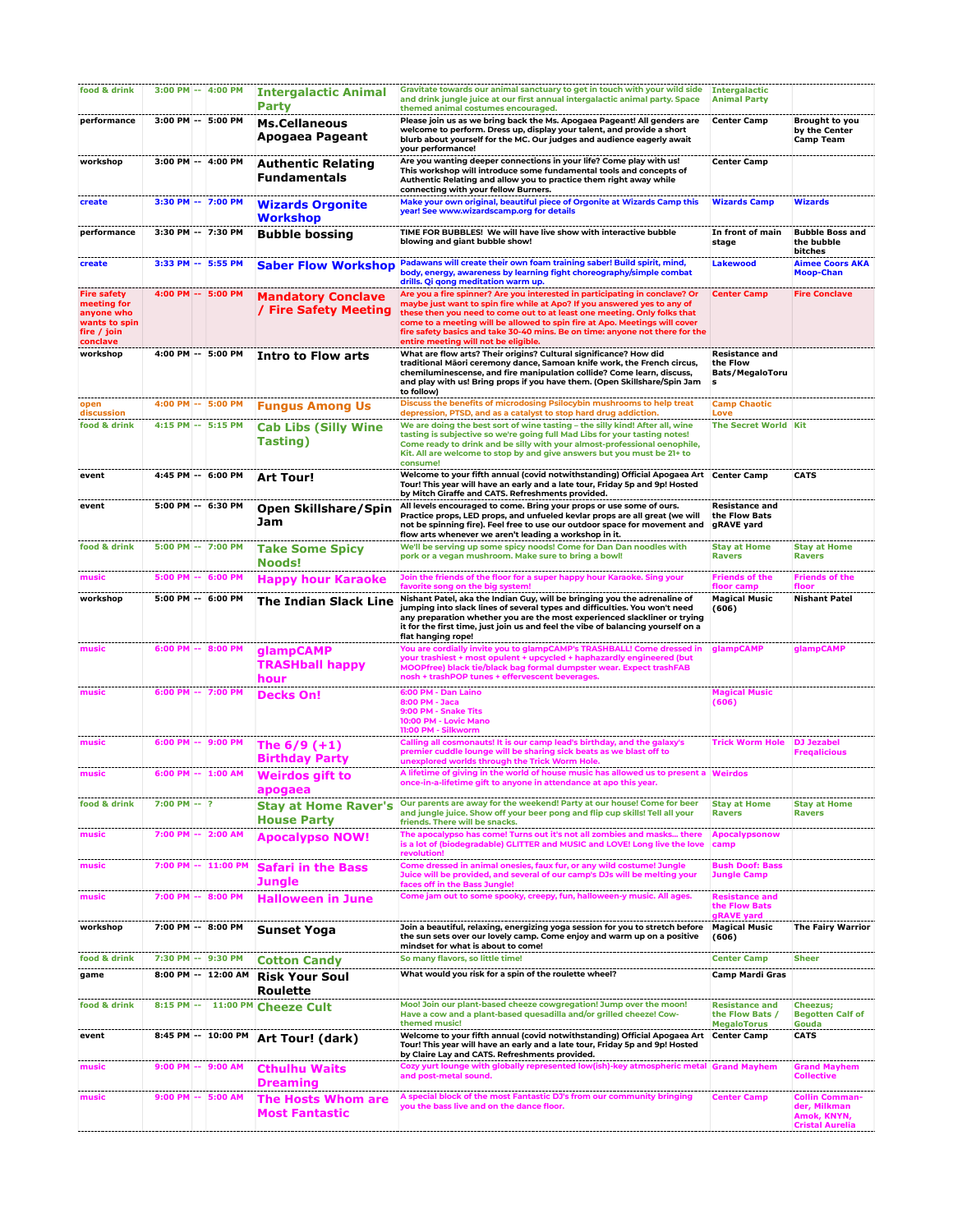| | | | | | | | |
|---|---|---|---|---|---|---|---|
| food & drink | 3:00 PM | -- | 4:00 PM | Intergalactic Animal Party | Gravitate towards our animal sanctuary to get in touch with your wild side and drink jungle juice at our first annual intergalactic animal party. Space themed animal costumes encouraged. | Intergalactic Animal Party | |
| performance | 3:00 PM | -- | 5:00 PM | Ms.Cellaneous Apogaea Pageant | Please join us as we bring back the Ms. Apogaea Pageant! All genders are welcome to perform. Dress up, display your talent, and provide a short blurb about yourself for the MC. Our judges and audience eagerly await your performance! | Center Camp | Brought to you by the Center Camp Team |
| workshop | 3:00 PM | -- | 4:00 PM | Authentic Relating Fundamentals | Are you wanting deeper connections in your life? Come play with us! This workshop will introduce some fundamental tools and concepts of Authentic Relating and allow you to practice them right away while connecting with your fellow Burners. | Center Camp | |
| create | 3:30 PM | -- | 7:00 PM | Wizards Orgonite Workshop | Make your own original, beautiful piece of Orgonite at Wizards Camp this year! See www.wizardscamp.org for details | Wizards Camp | Wizards |
| performance | 3:30 PM | -- | 7:30 PM | Bubble bossing | TIME FOR BUBBLES! We will have live show with interactive bubble blowing and giant bubble show! | In front of main stage | Bubble Boss and the bubble bitches |
| create | 3:33 PM | -- | 5:55 PM | Saber Flow Workshop | Padawans will create their own foam training saber! Build spirit, mind, body, energy, awareness by learning fight choreography/simple combat drills. Qi qong meditation warm up. | Lakewood | Aimee Coors AKA Moop-Chan |
| Fire safety meeting for anyone who wants to spin fire / join conclave | 4:00 PM | -- | 5:00 PM | Mandatory Conclave / Fire Safety Meeting | Are you a fire spinner? Are you interested in participating in conclave? Or maybe just want to spin fire while at Apo? If you answered yes to any of these then you need to come out to at least one meeting. Only folks that come to a meeting will be allowed to spin fire at Apo. Meetings will cover fire safety basics and take 30-40 mins. Be on time: anyone not there for the entire meeting will not be eligible. | Center Camp | Fire Conclave |
| workshop | 4:00 PM | -- | 5:00 PM | Intro to Flow arts | What are flow arts? Their origins? Cultural significance? How did traditional Māori ceremony dance, Samoan knife work, the French circus, chemiluminescense, and fire manipulation collide? Come learn, discuss, and play with us! Bring props if you have them. (Open Skillshare/Spin Jam to follow) | Resistance and the Flow Bats/MegaloToru s | |
| open discussion | 4:00 PM | -- | 5:00 PM | Fungus Among Us | Discuss the benefits of microdosing Psilocybin mushrooms to help treat depression, PTSD, and as a catalyst to stop hard drug addiction. | Camp Chaotic Love | |
| food & drink | 4:15 PM | -- | 5:15 PM | Cab Libs (Silly Wine Tasting) | We are doing the best sort of wine tasting – the silly kind! After all, wine tasting is subjective so we're going full Mad Libs for your tasting notes! Come ready to drink and be silly with your almost-professional oenophile, Kit. All are welcome to stop by and give answers but you must be 21+ to consume! | The Secret World | Kit |
| event | 4:45 PM | -- | 6:00 PM | Art Tour! | Welcome to your fifth annual (covid notwithstanding) Official Apogaea Art Tour! This year will have an early and a late tour, Friday 5p and 9p! Hosted by Mitch Giraffe and CATS. Refreshments provided. | Center Camp | CATS |
| event | 5:00 PM | -- | 6:30 PM | Open Skillshare/Spin Jam | All levels encouraged to come. Bring your props or use some of ours. Practice props, LED props, and unfueled kevlar props are all great (we will not be spinning fire). Feel free to use our outdoor space for movement and flow arts whenever we aren't leading a workshop in it. | Resistance and the Flow Bats gRAVE yard | |
| food & drink | 5:00 PM | -- | 7:00 PM | Take Some Spicy Noods! | We'll be serving up some spicy noods! Come for Dan Dan noodles with pork or a vegan mushroom. Make sure to bring a bowl! | Stay at Home Ravers | Stay at Home Ravers |
| music | 5:00 PM | -- | 6:00 PM | Happy hour Karaoke | Join the friends of the floor for a super happy hour Karaoke. Sing your favorite song on the big system! | Friends of the floor camp | Friends of the floor |
| workshop | 5:00 PM | -- | 6:00 PM | The Indian Slack Line | Nishant Patel, aka the Indian Guy, will be bringing you the adrenaline of jumping into slack lines of several types and difficulties. You won't need any preparation whether you are the most experienced slackliner or trying it for the first time, just join us and feel the vibe of balancing yourself on a flat hanging rope! | Magical Music (606) | Nishant Patel |
| music | 6:00 PM | -- | 8:00 PM | glampCAMP TRASHball happy hour | You are cordially invite you to glampCAMP's TRASHBALL! Come dressed in your trashiest + most opulent + upcycled + haphazardly engineered (but MOOPfree) black tie/black bag formal dumpster wear. Expect trashFAB nosh + trashPOP tunes + effervescent beverages. | glampCAMP | glampCAMP |
| music | 6:00 PM | -- | 7:00 PM | Decks On! | 6:00 PM - Dan Laino<br>8:00 PM - Jaca<br>9:00 PM - Snake Tits<br>10:00 PM - Lovic Mano<br>11:00 PM - Silkworm | Magical Music (606) | |
| music | 6:00 PM | -- | 9:00 PM | The 6/9 (+1) Birthday Party | Calling all cosmonauts! It is our camp lead's birthday, and the galaxy's premier cuddle lounge will be sharing sick beats as we blast off to unexplored worlds through the Trick Worm Hole. | Trick Worm Hole | DJ Jezabel Freqalicious |
| music | 6:00 PM | -- | 1:00 AM | Weirdos gift to apogaea | A lifetime of giving in the world of house music has allowed us to present a once-in-a-lifetime gift to anyone in attendance at apo this year. | Weirdos | |
| food & drink | 7:00 PM | -- | ? | Stay at Home Raver's House Party | Our parents are away for the weekend! Party at our house! Come for beer and jungle juice. Show off your beer pong and flip cup skills! Tell all your friends. There will be snacks. | Stay at Home Ravers | Stay at Home Ravers |
| music | 7:00 PM | -- | 2:00 AM | Apocalypso NOW! | The apocalypso has come! Turns out it's not all zombies and masks... there is a lot of (biodegradable) GLITTER and MUSIC and LOVE! Long live the love revolution! | Apocalypsonow camp | |
| music | 7:00 PM | -- | 11:00 PM | Safari in the Bass Jungle | Come dressed in animal onesies, faux fur, or any wild costume! Jungle Juice will be provided, and several of our camp's DJs will be melting your faces off in the Bass Jungle! | Bush Doof: Bass Jungle Camp | |
| music | 7:00 PM | -- | 8:00 PM | Halloween in June | Come jam out to some spooky, creepy, fun, halloween-y music. All ages. | Resistance and the Flow Bats gRAVE yard | |
| workshop | 7:00 PM | -- | 8:00 PM | Sunset Yoga | Join a beautiful, relaxing, energizing yoga session for you to stretch before the sun sets over our lovely camp. Come enjoy and warm up on a positive mindset for what is about to come! | Magical Music (606) | The Fairy Warrior |
| food & drink | 7:30 PM | -- | 9:30 PM | Cotton Candy | So many flavors, so little time! | Center Camp | Sheer |
| game | 8:00 PM | -- | 12:00 AM | Risk Your Soul Roulette | What would you risk for a spin of the roulette wheel? | Camp Mardi Gras | |
| food & drink | 8:15 PM | -- | 11:00 PM | Cheeze Cult | Moo! Join our plant-based cheeze cowgregation! Jump over the moon! Have a cow and a plant-based quesadilla and/or grilled cheeze! Cow-themed music! | Resistance and the Flow Bats / MegaloTorus | Cheezus; Begotten Calf of Gouda |
| event | 8:45 PM | -- | 10:00 PM | Art Tour! (dark) | Welcome to your fifth annual (covid notwithstanding) Official Apogaea Art Tour! This year will have an early and a late tour, Friday 5p and 9p! Hosted by Claire Lay and CATS. Refreshments provided. | Center Camp | CATS |
| music | 9:00 PM | -- | 9:00 AM | Cthulhu Waits Dreaming | Cozy yurt lounge with globally represented low(ish)-key atmospheric metal and post-metal sound. | Grand Mayhem | Grand Mayhem Collective |
| music | 9:00 PM | -- | 5:00 AM | The Hosts Whom are Most Fantastic | A special block of the most Fantastic DJ's from our community bringing you the bass live and on the dance floor. | Center Camp | Collin Commander, Milkman Amok, KNYN, Cristal Aurelia |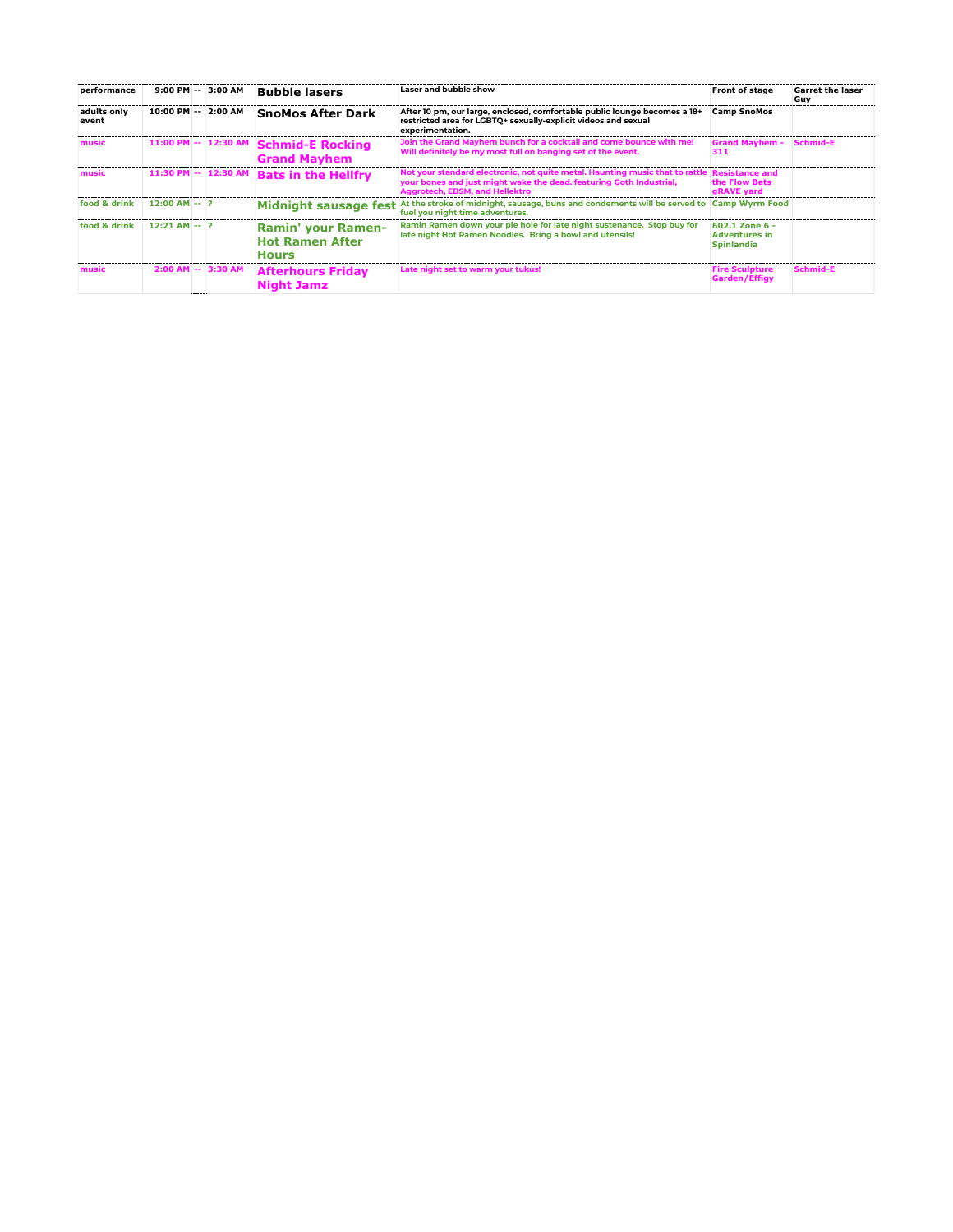| | | | | | | | |
|---|---|---|---|---|---|---|---|
| performance | 9:00 PM | -- | 3:00 AM | **Bubble lasers** | Laser and bubble show | Front of stage | Garret the laser Guy |
| adults only event | 10:00 PM | -- | 2:00 AM | **SnoMos After Dark** | After 10 pm, our large, enclosed, comfortable public lounge becomes a 18+ restricted area for LGBTQ+ sexually-explicit videos and sexual experimentation. | Camp SnoMos | |
| music | 11:00 PM | -- | 12:30 AM | **Schmid-E Rocking Grand Mayhem** | Join the Grand Mayhem bunch for a cocktail and come bounce with me! Will definitely be my most full on banging set of the event. | Grand Mayhem - 311 | Schmid-E |
| music | 11:30 PM | -- | 12:30 AM | **Bats in the Hellfry** | Not your standard electronic, not quite metal. Haunting music that to rattle your bones and just might wake the dead. featuring Goth Industrial, Aggrotech, EBSM, and Hellektro | Resistance and the Flow Bats gRAVE yard | |
| food & drink | 12:00 AM | -- | ? | **Midnight sausage fest** | At the stroke of midnight, sausage, buns and condements will be served to fuel you night time adventures. | Camp Wyrm Food | |
| food & drink | 12:21 AM | -- | ? | **Ramin' your Ramen-Hot Ramen After Hours** | Ramin Ramen down your pie hole for late night sustenance. Stop buy for late night Hot Ramen Noodles. Bring a bowl and utensils! | 602.1 Zone 6 - Adventures in Spinlandia | |
| music | 2:00 AM | -- | 3:30 AM | **Afterhours Friday Night Jamz** | Late night set to warm your tukus! | Fire Sculpture Garden/Effigy | Schmid-E |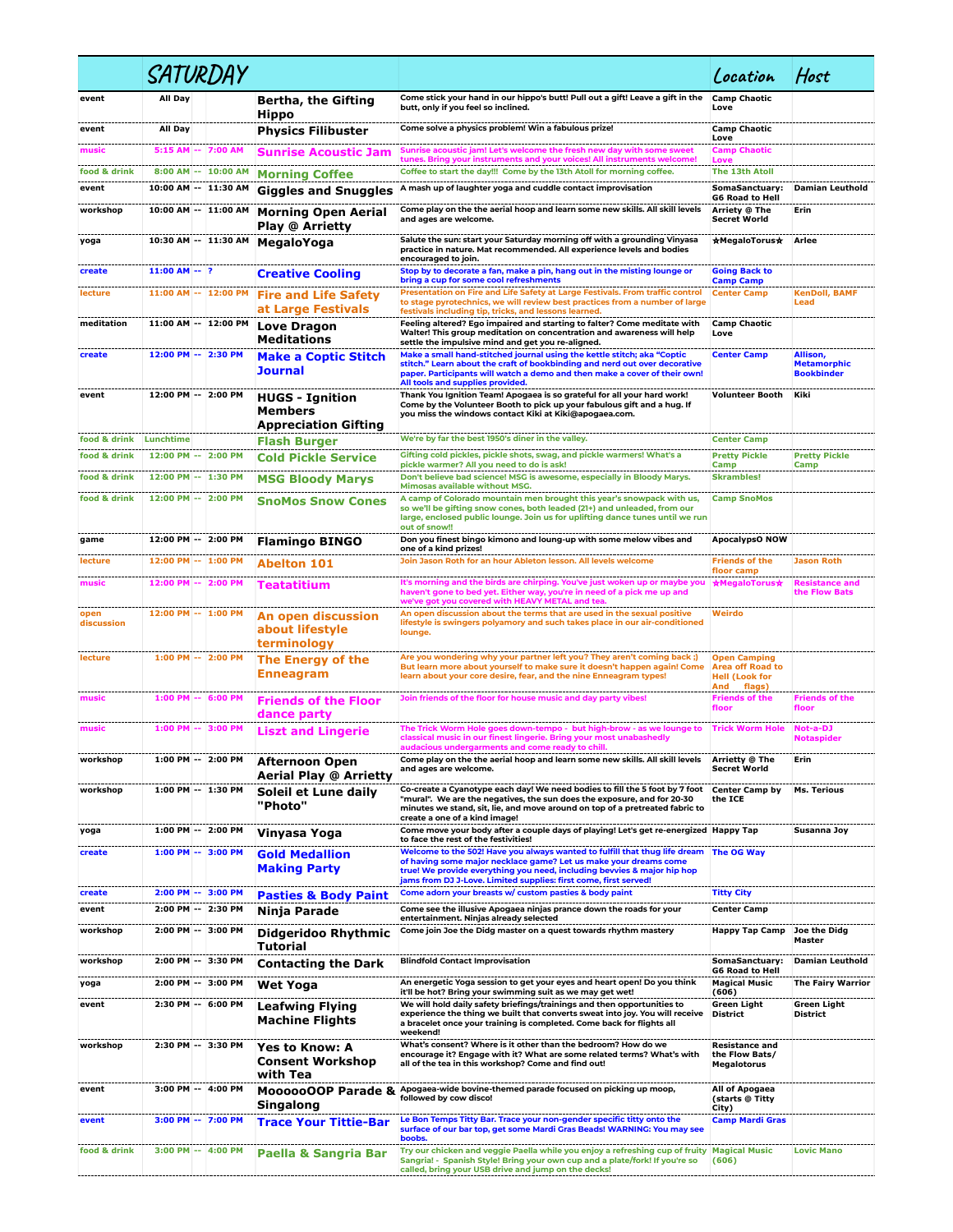| | SATURDAY | | | | Location | Host |
|---|---|---|---|---|---|---|
| event | All Day | | **Bertha, the Gifting Hippo** | Come stick your hand in our hippo's butt! Pull out a gift! Leave a gift in the butt, only if you feel so inclined. | Camp Chaotic Love | |
| event | All Day | | **Physics Filibuster** | Come solve a physics problem! Win a fabulous prize! | Camp Chaotic Love | |
| music | 5:15 AM | -- 7:00 AM | **Sunrise Acoustic Jam** | Sunrise acoustic jam! Let's welcome the fresh new day with some sweet tunes. Bring your instruments and your voices! All instruments welcome! | Camp Chaotic Love | |
| food & drink | 8:00 AM | -- 10:00 AM | **Morning Coffee** | Coffee to start the day!!! Come by the 13th Atoll for morning coffee. | The 13th Atoll | |
| event | 10:00 AM | -- 11:30 AM | **Giggles and Snuggles** | A mash up of laughter yoga and cuddle contact improvisation | SomaSanctuary: G6 Road to Hell | Damian Leuthold |
| workshop | 10:00 AM | -- 11:00 AM | **Morning Open Aerial Play @ Arrietty** | Come play on the the aerial hoop and learn some new skills. All skill levels and ages are welcome. | Arriety @ The Secret World | Erin |
| yoga | 10:30 AM | -- 11:30 AM | **MegaloYoga** | Salute the sun: start your Saturday morning off with a grounding Vinyasa practice in nature. Mat recommended. All experience levels and bodies encouraged to join. | ☆MegaloTorus☆ | Arlee |
| create | 11:00 AM | -- ? | **Creative Cooling** | Stop by to decorate a fan, make a pin, hang out in the misting lounge or bring a cup for some cool refreshments | Going Back to Camp Camp | |
| lecture | 11:00 AM | -- 12:00 PM | **Fire and Life Safety at Large Festivals** | Presentation on Fire and Life Safety at Large Festivals. From traffic control to stage pyrotechnics, we will review best practices from a number of large festivals including tip, tricks, and lessons learned. | Center Camp | KenDoll, BAMF Lead |
| meditation | 11:00 AM | -- 12:00 PM | **Love Dragon Meditations** | Feeling altered? Ego impaired and starting to falter? Come meditate with Walter! This group meditation on concentration and awareness will help settle the impulsive mind and get you re-aligned. | Camp Chaotic Love | |
| create | 12:00 PM | -- 2:30 PM | **Make a Coptic Stitch Journal** | Make a hand-stitched journal using the kettle stitch; aka "Coptic stitch." Learn about the craft of bookbinding and nerd out over decorative paper. Participants will watch a demo and then make a cover of their own! All tools and supplies provided. | Center Camp | Allison, Metamorphic Bookbinder |
| event | 12:00 PM | -- 2:00 PM | **HUGS - Ignition Members Appreciation Gifting** | Thank You Ignition Team! Apogaea is so grateful for all your hard work! Come by the Volunteer Booth to pick up your fabulous gift and a hug. If you miss the windows contact Kiki at Kiki@apogaea.com. | Volunteer Booth | Kiki |
| food & drink | Lunchtime | | **Flash Burger** | We're by far the best 1950's diner in the valley. | Center Camp | |
| food & drink | 12:00 PM | -- 2:00 PM | **Cold Pickle Service** | Gifting cold pickles, pickle shots, swag, and pickle warmers! What's a pickle warmer? All you need to do is ask! | Pretty Pickle Camp | Pretty Pickle Camp |
| food & drink | 12:00 PM | -- 1:30 PM | **MSG Bloody Marys** | Don't believe bad science! MSG is awesome, especially in Bloody Marys. Mimosas available without MSG. | Skrambles! | |
| food & drink | 12:00 PM | -- 2:00 PM | **SnoMos Snow Cones** | A camp of Colorado mountain men brought this year's snowpack with us, so we'll be gifting snow cones, both leaded (21+) and unleaded, from our large, enclosed public lounge. Join us for uplifting dance tunes until we run out of snow!! | Camp SnoMos | |
| game | 12:00 PM | -- 2:00 PM | **Flamingo BINGO** | Don you finest bingo kimono and loung-up with some melow vibes and one of a kind prizes! | ApocalypsO NOW | |
| lecture | 12:00 PM | -- 1:00 PM | **Abelton 101** | Join Jason Roth for an hour Ableton lesson. All levels welcome | Friends of the floor camp | Jason Roth |
| music | 12:00 PM | -- 2:00 PM | **Teatatitium** | It's morning and the birds are chirping. You've just woken up or maybe you haven't gone to bed yet. Either way, you're in need of a pick me up and we've got you covered with HEAVY METAL and tea. | ☆MegaloTorus☆ | Resistance and the Flow Bats |
| open discussion | 12:00 PM | -- 1:00 PM | **An open discussion about lifestyle terminology** | An open discussion about the terms that are used in the sexual positive lifestyle is swingers polyamory and such takes place in our air-conditioned lounge. | Weirdo | |
| lecture | 1:00 PM | -- 2:00 PM | **The Energy of the Enneagram** | Are you wondering why your partner left you? They aren't coming back ;) But learn more about yourself to make sure it doesn't happen again! Come learn about your core desire, fear, and the nine Enneagram types! | Open Camping Area off Road to Hell (Look for And flags) | |
| music | 1:00 PM | -- 6:00 PM | **Friends of the Floor dance party** | Join friends of the floor for house music and day party vibes! | Friends of the floor | Friends of the floor |
| music | 1:00 PM | -- 3:00 PM | **Liszt and Lingerie** | The Trick Worm Hole goes down-tempo - but high-brow - as we lounge to classical music in our finest lingerie. Bring your most unabashedly audacious undergarments and come ready to chill. | Trick Worm Hole | Not-a-DJ Notaspider |
| workshop | 1:00 PM | -- 2:00 PM | **Afternoon Open Aerial Play @ Arrietty** | Come play on the the aerial hoop and learn some new skills. All skill levels and ages are welcome. | Arrietty @ The Secret World | Erin |
| workshop | 1:00 PM | -- 1:30 PM | **Soleil et Lune daily "Photo"** | Co-create a Cyanotype each day! We need bodies to fill the 5 foot by 7 foot "mural". We are the negatives, the sun does the exposure, and for 20-30 minutes we stand, sit, lie, and move around on top of a pretreated fabric to create a one of a kind image! | Center Camp by the ICE | Ms. Terious |
| yoga | 1:00 PM | -- 2:00 PM | **Vinyasa Yoga** | Come move your body after a couple days of playing! Let's get re-energized to face the rest of the festivities! | Happy Tap | Susanna Joy |
| create | 1:00 PM | -- 3:00 PM | **Gold Medallion Making Party** | Welcome to the 502! Have you always wanted to fulfill that thug life dream of having some major necklace game? Let us make your dreams come true! We provide everything you need, including bevvies & major hip hop jams from DJ J-Love. Limited supplies: first come, first served! | The OG Way | |
| create | 2:00 PM | -- 3:00 PM | **Pasties & Body Paint** | Come adorn your breasts w/ custom pasties & body paint | Titty City | |
| event | 2:00 PM | -- 2:30 PM | **Ninja Parade** | Come see the illusive Apogaea ninjas prance down the roads for your entertainment. Ninjas already selected | Center Camp | |
| workshop | 2:00 PM | -- 3:00 PM | **Didgeridoo Rhythmic Tutorial** | Come join Joe the Didg master on a quest towards rhythm mastery | Happy Tap Camp | Joe the Didg Master |
| workshop | 2:00 PM | -- 3:30 PM | **Contacting the Dark** | Blindfold Contact Improvisation | SomaSanctuary: G6 Road to Hell | Damian Leuthold |
| yoga | 2:00 PM | -- 3:00 PM | **Wet Yoga** | An energetic Yoga session to get your eyes and heart open! Do you think it'll be hot? Bring your swimming suit as we may get wet! | Magical Music (606) | The Fairy Warrior |
| event | 2:30 PM | -- 6:00 PM | **Leafwing Flying Machine Flights** | We will hold daily safety briefings/trainings and then opportunities to experience the thing we built that converts sweat into joy. You will receive a bracelet once your training is completed. Come back for flights all weekend! | Green Light District | Green Light District |
| workshop | 2:30 PM | -- 3:30 PM | **Yes to Know: A Consent Workshop with Tea** | What's consent? Where is it other than the bedroom? How do we encourage it? Engage with it? What are some related terms? What's with all of the tea in this workshop? Come and find out! | Resistance and the Flow Bats/ Megalotorus | |
| event | 3:00 PM | -- 4:00 PM | **MoooooOOP Parade & Singalong** | Apogaea-wide bovine-themed parade focused on picking up moop, followed by cow disco! | All of Apogaea (starts @ Titty City) | |
| event | 3:00 PM | -- 7:00 PM | **Trace Your Tittie-Bar** | Le Bon Temps Titty Bar. Trace your non-gender specific titty onto the surface of our bar top, get some Mardi Gras Beads! WARNING: You may see boobs. | Camp Mardi Gras | |
| food & drink | 3:00 PM | -- 4:00 PM | **Paella & Sangria Bar** | Try our chicken and veggie Paella while you enjoy a refreshing cup of fruity Sangria! - Spanish Style! Bring your own cup and a plate/fork! If you're so called, bring your USB drive and jump on the decks! | Magical Music (606) | Lovic Mano |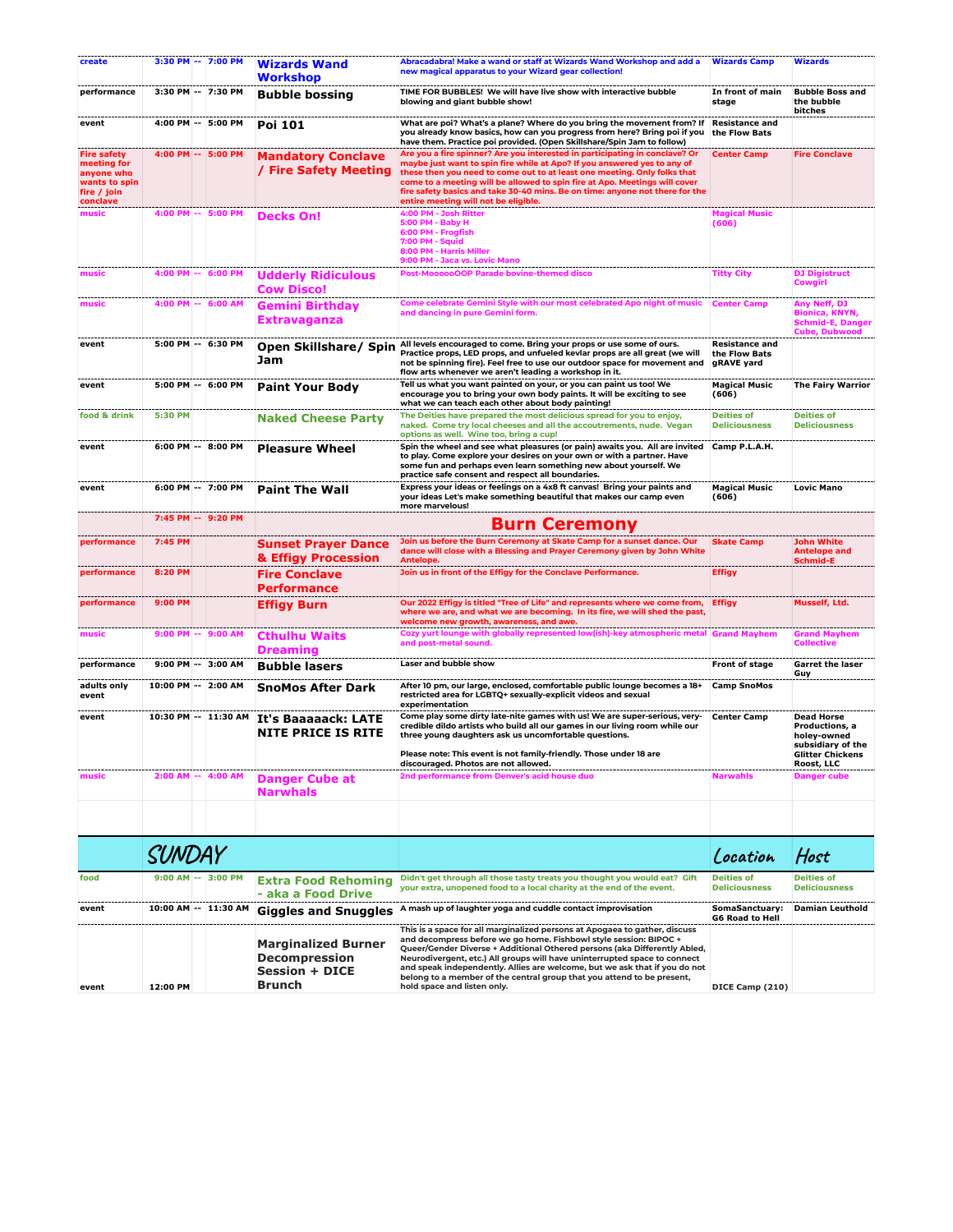| | | | | | | |
|---|---|---|---|---|---|---|
| create | 3:30 PM | -- | 7:00 PM | **Wizards Wand Workshop** | Abracadabra! Make a wand or staff at Wizards Wand Workshop and add a new magical apparatus to your Wizard gear collection! | Wizards Camp | Wizards |
| performance | 3:30 PM | -- | 7:30 PM | **Bubble bossing** | TIME FOR BUBBLES! We will have live show with interactive bubble blowing and giant bubble show! | In front of main stage | Bubble Boss and the bubble bitches |
| event | 4:00 PM | -- | 5:00 PM | **Poi 101** | What are poi? What's a plane? Where do you bring the movement from? If you already know basics, how can you progress from here? Bring poi if you have them. Practice poi provided. (Open Skillshare/Spin Jam to follow) | Resistance and the Flow Bats | |
| Fire safety meeting for anyone who wants to spin fire / join conclave | 4:00 PM | -- | 5:00 PM | **Mandatory Conclave / Fire Safety Meeting** | Are you a fire spinner? Are you interested in participating in conclave? Or maybe just want to spin fire while at Apo? If you answered yes to any of these then you need to come out to at least one meeting. Only folks that come to a meeting will be allowed to spin fire at Apo. Meetings will cover fire safety basics and take 30-40 mins. Be on time: anyone not there for the entire meeting will not be eligible. | Center Camp | Fire Conclave |
| music | 4:00 PM | -- | 5:00 PM | **Decks On!** | 4:00 PM - Josh Ritter<br>5:00 PM - Baby H<br>6:00 PM - Frogfish<br>7:00 PM - Squid<br>8:00 PM - Harris Miller<br>9:00 PM - Jaca vs. Lovic Mano | Magical Music (606) | |
| music | 4:00 PM | -- | 6:00 PM | **Udderly Ridiculous Cow Disco!** | Post-MoooooOOP Parade bovine-themed disco | Titty City | DJ Digistruct Cowgirl |
| music | 4:00 PM | -- | 6:00 AM | **Gemini Birthday Extravaganza** | Come celebrate Gemini Style with our most celebrated Apo night of music and dancing in pure Gemini form. | Center Camp | Any Neff, DJ Bionica, KNYN, Schmid-E, Danger Cube, Dubwood |
| event | 5:00 PM | -- | 6:30 PM | **Open Skillshare/ Spin Jam** | All levels encouraged to come. Bring your props or use some of ours. Practice props, LED props, and unfueled kevlar props are all great (we will not be spinning fire). Feel free to use our outdoor space for movement and flow arts whenever we aren't leading a workshop in it. | Resistance and the Flow Bats gRAVE yard | |
| event | 5:00 PM | -- | 6:00 PM | **Paint Your Body** | Tell us what you want painted on your, or you can paint us too! We encourage you to bring your own body paints. It will be exciting to see what we can teach each other about body painting! | Magical Music (606) | The Fairy Warrior |
| food & drink | 5:30 PM | | | **Naked Cheese Party** | The Deities have prepared the most delicious spread for you to enjoy, naked. Come try local cheeses and all the accoutrements, nude. Vegan options as well. Wine too, bring a cup! | Deities of Deliciousness | Deities of Deliciousness |
| event | 6:00 PM | -- | 8:00 PM | **Pleasure Wheel** | Spin the wheel and see what pleasures (or pain) awaits you. All are invited to play. Come explore your desires on your own or with a partner. Have some fun and perhaps even learn something new about yourself. We practice safe consent and respect all boundaries. | Camp P.L.A.H. | |
| event | 6:00 PM | -- | 7:00 PM | **Paint The Wall** | Express your ideas or feelings on a 4x8 ft canvas! Bring your paints and your ideas Let's make something beautiful that makes our camp even more marvelous! | Magical Music (606) | Lovic Mano |
| | 7:45 PM | -- | 9:20 PM | | **Burn Ceremony** | | |
| performance | 7:45 PM | | | **Sunset Prayer Dance & Effigy Procession** | Join us before the Burn Ceremony at Skate Camp for a sunset dance. Our dance will close with a Blessing and Prayer Ceremony given by John White Antelope. | Skate Camp | John White Antelope and Schmid-E |
| performance | 8:20 PM | | | **Fire Conclave Performance** | Join us in front of the Effigy for the Conclave Performance. | Effigy | |
| performance | 9:00 PM | | | **Effigy Burn** | Our 2022 Effigy is titled "Tree of Life" and represents where we come from, where we are, and what we are becoming. In its fire, we will shed the past, welcome new growth, awareness, and awe. | Effigy | Musself, Ltd. |
| music | 9:00 PM | -- | 9:00 AM | **Cthulhu Waits Dreaming** | Cozy yurt lounge with globally represented low(ish)-key atmospheric metal and post-metal sound. | Grand Mayhem | Grand Mayhem Collective |
| performance | 9:00 PM | -- | 3:00 AM | **Bubble lasers** | Laser and bubble show | Front of stage | Garret the laser Guy |
| adults only event | 10:00 PM | -- | 2:00 AM | **SnoMos After Dark** | After 10 pm, our large, enclosed, comfortable public lounge becomes a 18+ restricted area for LGBTQ+ sexually-explicit videos and sexual experimentation | Camp SnoMos | |
| event | 10:30 PM | -- | 11:30 AM | **It's Baaaaack: LATE NITE PRICE IS RITE** | Come play some dirty late-nite games with us! We are super-serious, very-credible dildo artists who build all our games in our living room while our three young daughters ask us uncomfortable questions.<br><br>Please note: This event is not family-friendly. Those under 18 are discouraged. Photos are not allowed. | Center Camp | Dead Horse Productions, a holey-owned subsidiary of the Glitter Chickens Roost, LLC |
| music | 2:00 AM | -- | 4:00 AM | **Danger Cube at Narwhals** | 2nd performance from Denver's acid house duo | Narwahls | Danger cube |

## SUNDAY

| | | | | | | Location | Host |
|---|---|---|---|---|---|---|---|
| food | 9:00 AM | -- | 3:00 PM | **Extra Food Rehoming - aka a Food Drive** | Didn't get through all those tasty treats you thought you would eat? Gift your extra, unopened food to a local charity at the end of the event. | Deities of Deliciousness | Deities of Deliciousness |
| event | 10:00 AM | -- | 11:30 AM | **Giggles and Snuggles** | A mash up of laughter yoga and cuddle contact improvisation | SomaSanctuary: G6 Road to Hell | Damian Leuthold |
| event | 12:00 PM | | | **Marginalized Burner Decompression Session + DICE Brunch** | This is a space for all marginalized persons at Apogaea to gather, discuss and decompress before we go home. Fishbowl style session: BIPOC + Queer/Gender Diverse + Additional Othered persons (aka Differently Abled, Neurodivergent, etc.) All groups will have uninterrupted space to connect and speak independently. Allies are welcome, but we ask that if you do not belong to a member of the central group that you attend to be present, hold space and listen only. | DICE Camp (210) | |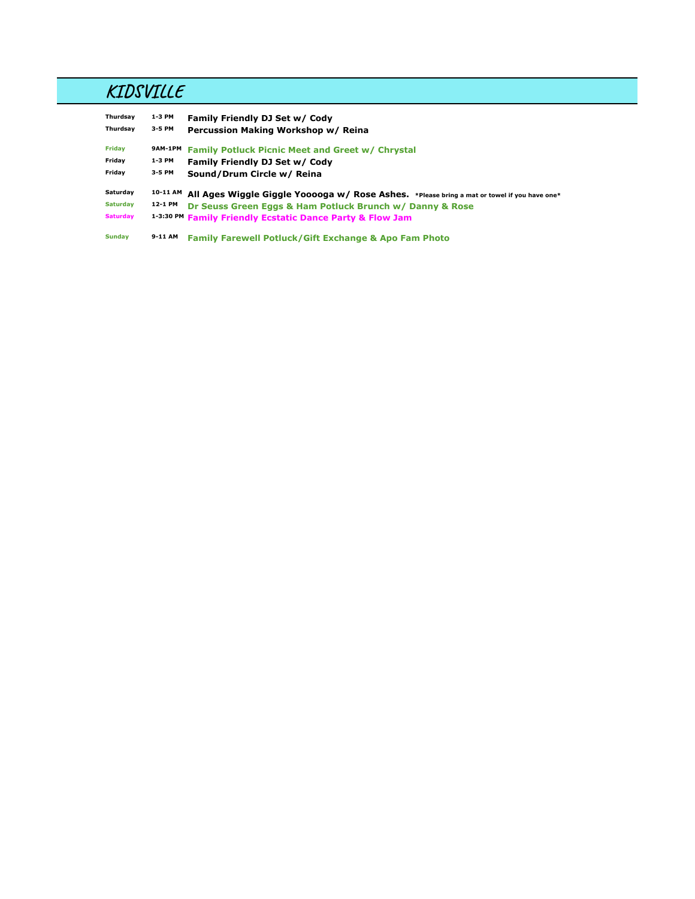# KIDSVILLE

| | | |
|---|---|---|
| Thursday | 1-3 PM | **Family Friendly DJ Set w/ Cody** |
| Thursday | 3-5 PM | **Percussion Making Workshop w/ Reina** |
| Friday | 9AM-1PM | **Family Potluck Picnic Meet and Greet w/ Chrystal** |
| Friday | 1-3 PM | **Family Friendly DJ Set w/ Cody** |
| Friday | 3-5 PM | **Sound/Drum Circle w/ Reina** |
| Saturday | 10-11 AM | **All Ages Wiggle Giggle Yooooga w/ Rose Ashes.** *Please bring a mat or towel if you have one* |
| Saturday | 12-1 PM | **Dr Seuss Green Eggs & Ham Potluck Brunch w/ Danny & Rose** |
| Saturday | 1-3:30 PM | **Family Friendly Ecstatic Dance Party & Flow Jam** |
| Sunday | 9-11 AM | **Family Farewell Potluck/Gift Exchange & Apo Fam Photo** |